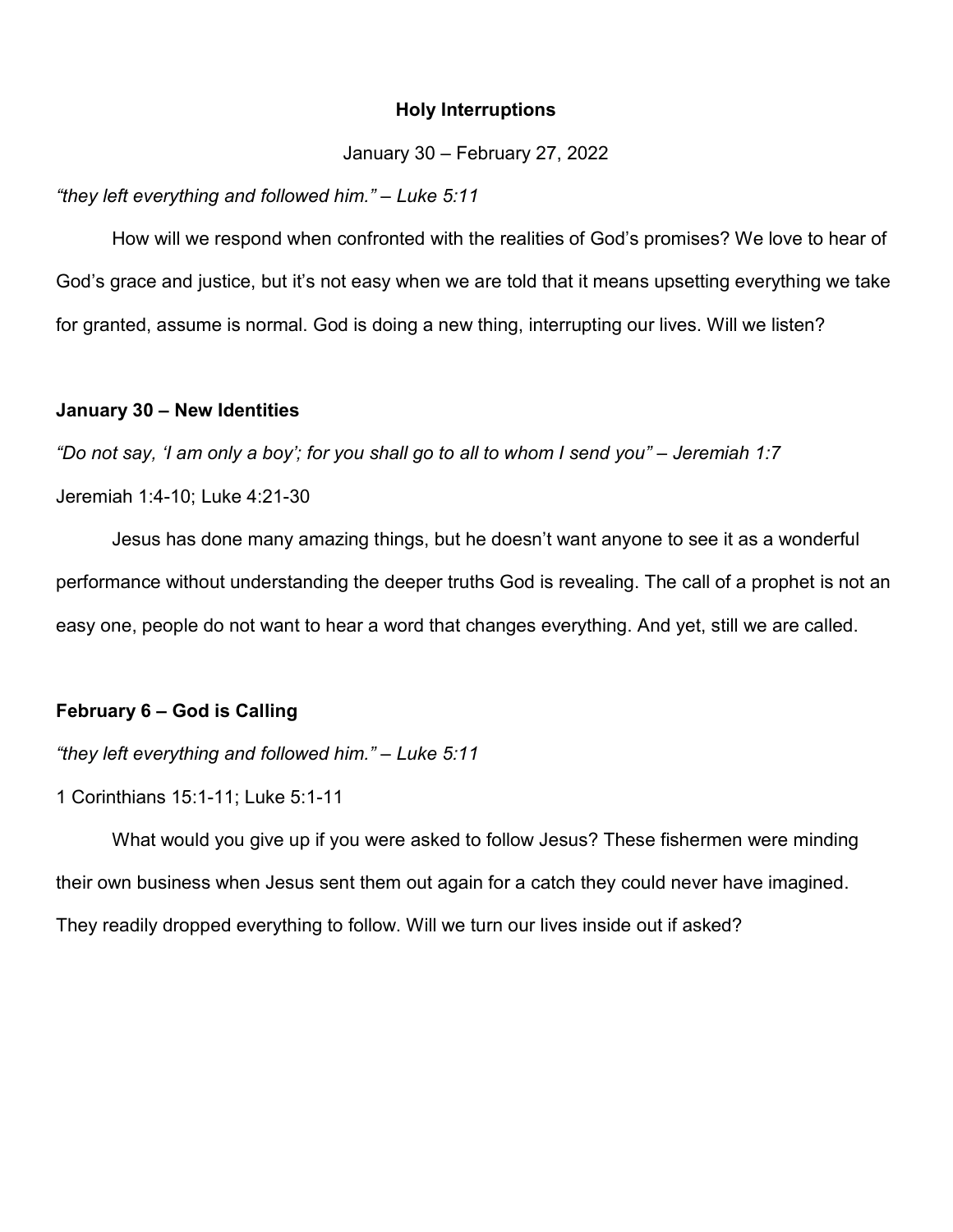**Holy Interruptions**

January 30 – February 27, 2022

*"they left everything and followed him." – Luke 5:11*

How will we respond when confronted with the realities of God's promises? We love to hear of God's grace and justice, but it's not easy when we are told that it means upsetting everything we take for granted, assume is normal. God is doing a new thing, interrupting our lives. Will we listen?

**January 30 – New Identities**

*"Do not say, 'I am only a boy'; for you shall go to all to whom I send you" – Jeremiah 1:7*

Jeremiah 1:4-10; Luke 4:21-30

Jesus has done many amazing things, but he doesn't want anyone to see it as a wonderful performance without understanding the deeper truths God is revealing. The call of a prophet is not an easy one, people do not want to hear a word that changes everything. And yet, still we are called.

**February 6 – God is Calling**

*"they left everything and followed him." – Luke 5:11*

1 Corinthians 15:1-11; Luke 5:1-11

What would you give up if you were asked to follow Jesus? These fishermen were minding their own business when Jesus sent them out again for a catch they could never have imagined. They readily dropped everything to follow. Will we turn our lives inside out if asked?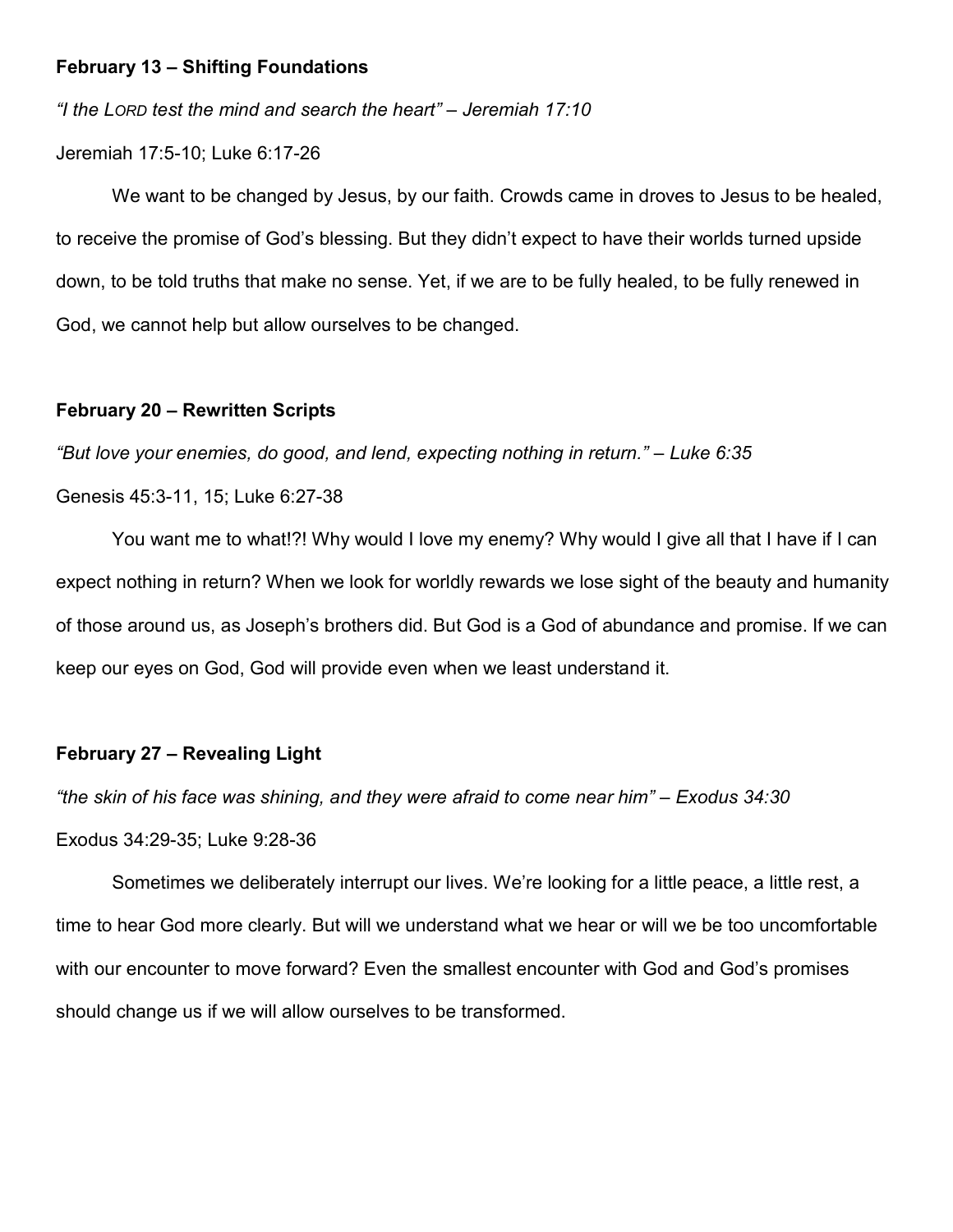**February 13 – Shifting Foundations**

*"I the LORD test the mind and search the heart" – Jeremiah 17:10*

Jeremiah 17:5-10; Luke 6:17-26

We want to be changed by Jesus, by our faith. Crowds came in droves to Jesus to be healed, to receive the promise of God's blessing. But they didn't expect to have their worlds turned upside down, to be told truths that make no sense. Yet, if we are to be fully healed, to be fully renewed in God, we cannot help but allow ourselves to be changed.

**February 20 – Rewritten Scripts**

*"But love your enemies, do good, and lend, expecting nothing in return." – Luke 6:35*

Genesis 45:3-11, 15; Luke 6:27-38

You want me to what!?! Why would I love my enemy? Why would I give all that I have if I can expect nothing in return? When we look for worldly rewards we lose sight of the beauty and humanity of those around us, as Joseph's brothers did. But God is a God of abundance and promise. If we can keep our eyes on God, God will provide even when we least understand it.

**February 27 – Revealing Light**

*"the skin of his face was shining, and they were afraid to come near him" – Exodus 34:30*

Exodus 34:29-35; Luke 9:28-36

Sometimes we deliberately interrupt our lives. We're looking for a little peace, a little rest, a time to hear God more clearly. But will we understand what we hear or will we be too uncomfortable with our encounter to move forward? Even the smallest encounter with God and God's promises should change us if we will allow ourselves to be transformed.